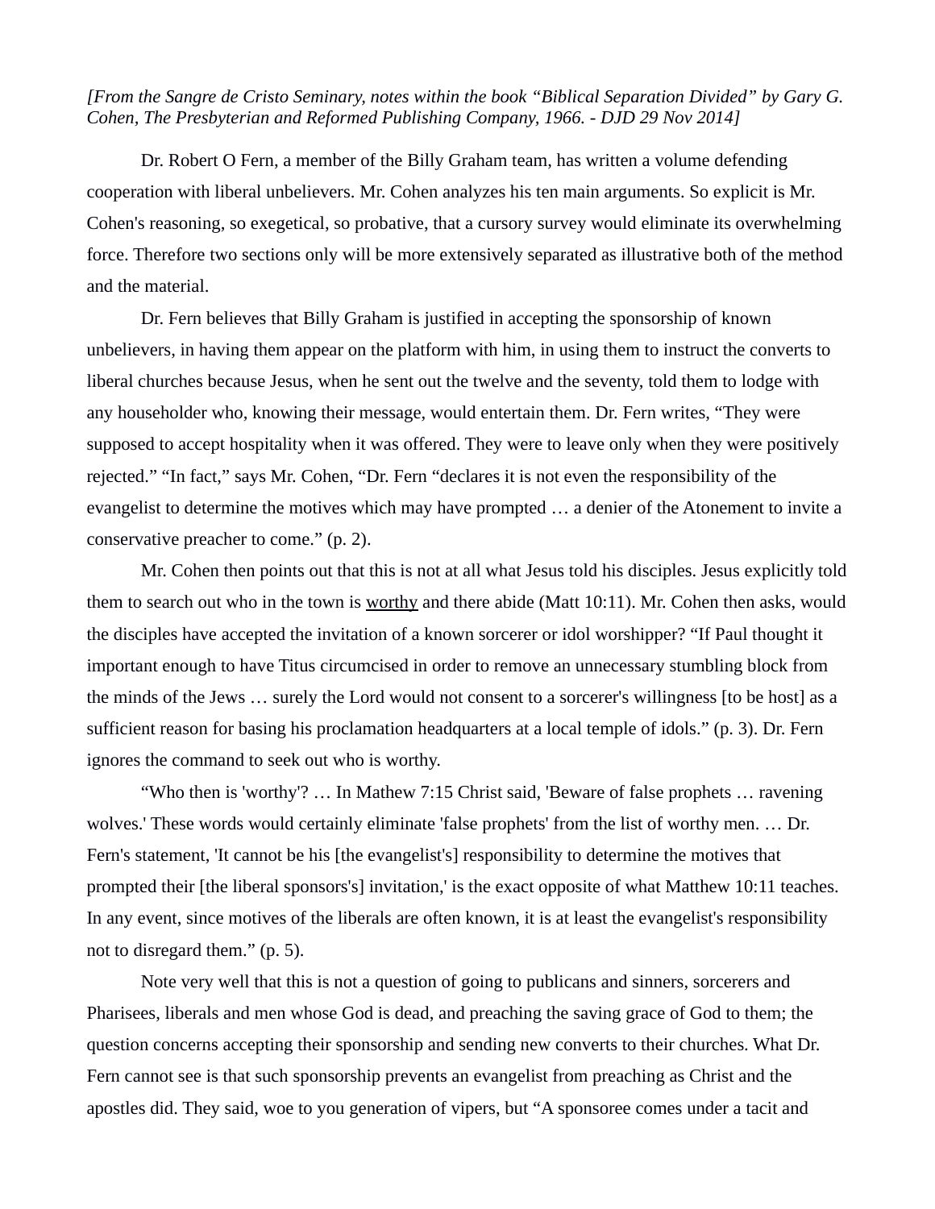*[From the Sangre de Cristo Seminary, notes within the book "Biblical Separation Divided" by Gary G. Cohen, The Presbyterian and Reformed Publishing Company, 1966. - DJD 29 Nov 2014]*

Dr. Robert O Fern, a member of the Billy Graham team, has written a volume defending cooperation with liberal unbelievers. Mr. Cohen analyzes his ten main arguments. So explicit is Mr. Cohen's reasoning, so exegetical, so probative, that a cursory survey would eliminate its overwhelming force. Therefore two sections only will be more extensively separated as illustrative both of the method and the material.

Dr. Fern believes that Billy Graham is justified in accepting the sponsorship of known unbelievers, in having them appear on the platform with him, in using them to instruct the converts to liberal churches because Jesus, when he sent out the twelve and the seventy, told them to lodge with any householder who, knowing their message, would entertain them. Dr. Fern writes, "They were supposed to accept hospitality when it was offered. They were to leave only when they were positively rejected." "In fact," says Mr. Cohen, "Dr. Fern "declares it is not even the responsibility of the evangelist to determine the motives which may have prompted … a denier of the Atonement to invite a conservative preacher to come." (p. 2).

Mr. Cohen then points out that this is not at all what Jesus told his disciples. Jesus explicitly told them to search out who in the town is <u>worthy</u> and there abide (Matt 10:11). Mr. Cohen then asks, would the disciples have accepted the invitation of a known sorcerer or idol worshipper? "If Paul thought it important enough to have Titus circumcised in order to remove an unnecessary stumbling block from the minds of the Jews … surely the Lord would not consent to a sorcerer's willingness [to be host] as a sufficient reason for basing his proclamation headquarters at a local temple of idols." (p. 3). Dr. Fern ignores the command to seek out who is worthy.

"Who then is 'worthy'? … In Mathew 7:15 Christ said, 'Beware of false prophets … ravening wolves.' These words would certainly eliminate 'false prophets' from the list of worthy men. … Dr. Fern's statement, 'It cannot be his [the evangelist's] responsibility to determine the motives that prompted their [the liberal sponsors's] invitation,' is the exact opposite of what Matthew 10:11 teaches. In any event, since motives of the liberals are often known, it is at least the evangelist's responsibility not to disregard them." (p. 5).

Note very well that this is not a question of going to publicans and sinners, sorcerers and Pharisees, liberals and men whose God is dead, and preaching the saving grace of God to them; the question concerns accepting their sponsorship and sending new converts to their churches. What Dr. Fern cannot see is that such sponsorship prevents an evangelist from preaching as Christ and the apostles did. They said, woe to you generation of vipers, but "A sponsoree comes under a tacit and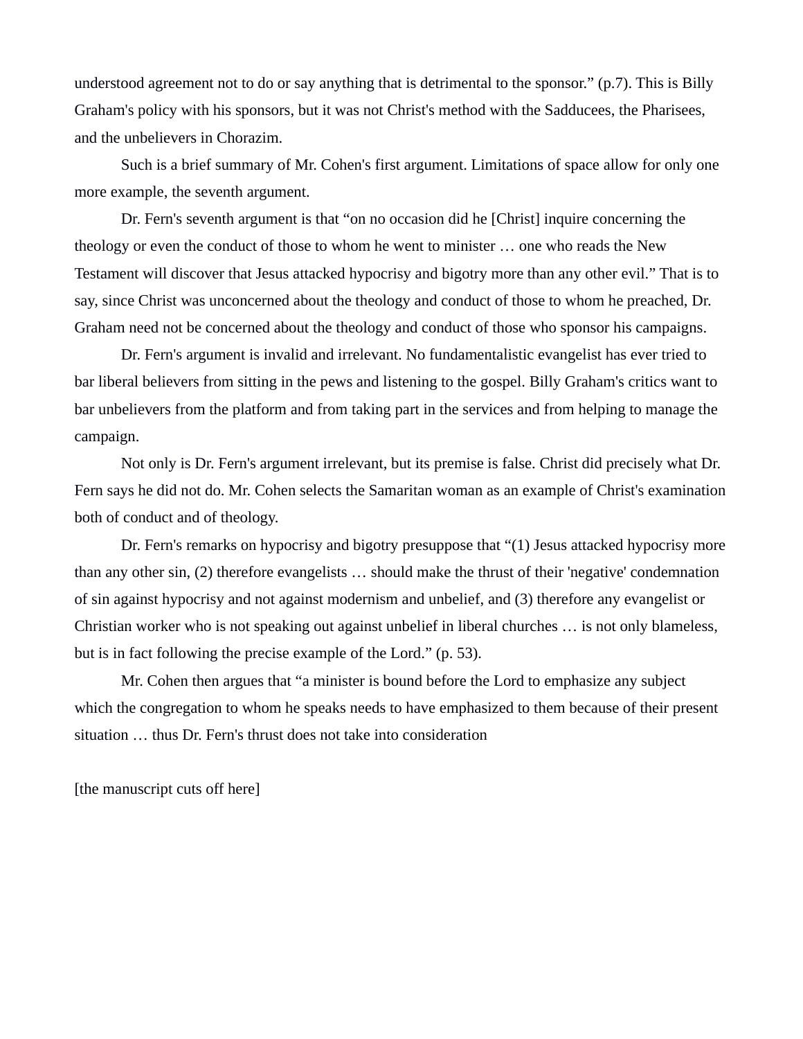understood agreement not to do or say anything that is detrimental to the sponsor." (p.7). This is Billy Graham's policy with his sponsors, but it was not Christ's method with the Sadducees, the Pharisees, and the unbelievers in Chorazim.

Such is a brief summary of Mr. Cohen's first argument. Limitations of space allow for only one more example, the seventh argument.

Dr. Fern's seventh argument is that "on no occasion did he [Christ] inquire concerning the theology or even the conduct of those to whom he went to minister … one who reads the New Testament will discover that Jesus attacked hypocrisy and bigotry more than any other evil." That is to say, since Christ was unconcerned about the theology and conduct of those to whom he preached, Dr. Graham need not be concerned about the theology and conduct of those who sponsor his campaigns.

Dr. Fern's argument is invalid and irrelevant. No fundamentalistic evangelist has ever tried to bar liberal believers from sitting in the pews and listening to the gospel. Billy Graham's critics want to bar unbelievers from the platform and from taking part in the services and from helping to manage the campaign.

Not only is Dr. Fern's argument irrelevant, but its premise is false. Christ did precisely what Dr. Fern says he did not do. Mr. Cohen selects the Samaritan woman as an example of Christ's examination both of conduct and of theology.

Dr. Fern's remarks on hypocrisy and bigotry presuppose that "(1) Jesus attacked hypocrisy more than any other sin, (2) therefore evangelists … should make the thrust of their 'negative' condemnation of sin against hypocrisy and not against modernism and unbelief, and (3) therefore any evangelist or Christian worker who is not speaking out against unbelief in liberal churches … is not only blameless, but is in fact following the precise example of the Lord." (p. 53).

Mr. Cohen then argues that "a minister is bound before the Lord to emphasize any subject which the congregation to whom he speaks needs to have emphasized to them because of their present situation … thus Dr. Fern's thrust does not take into consideration

[the manuscript cuts off here]